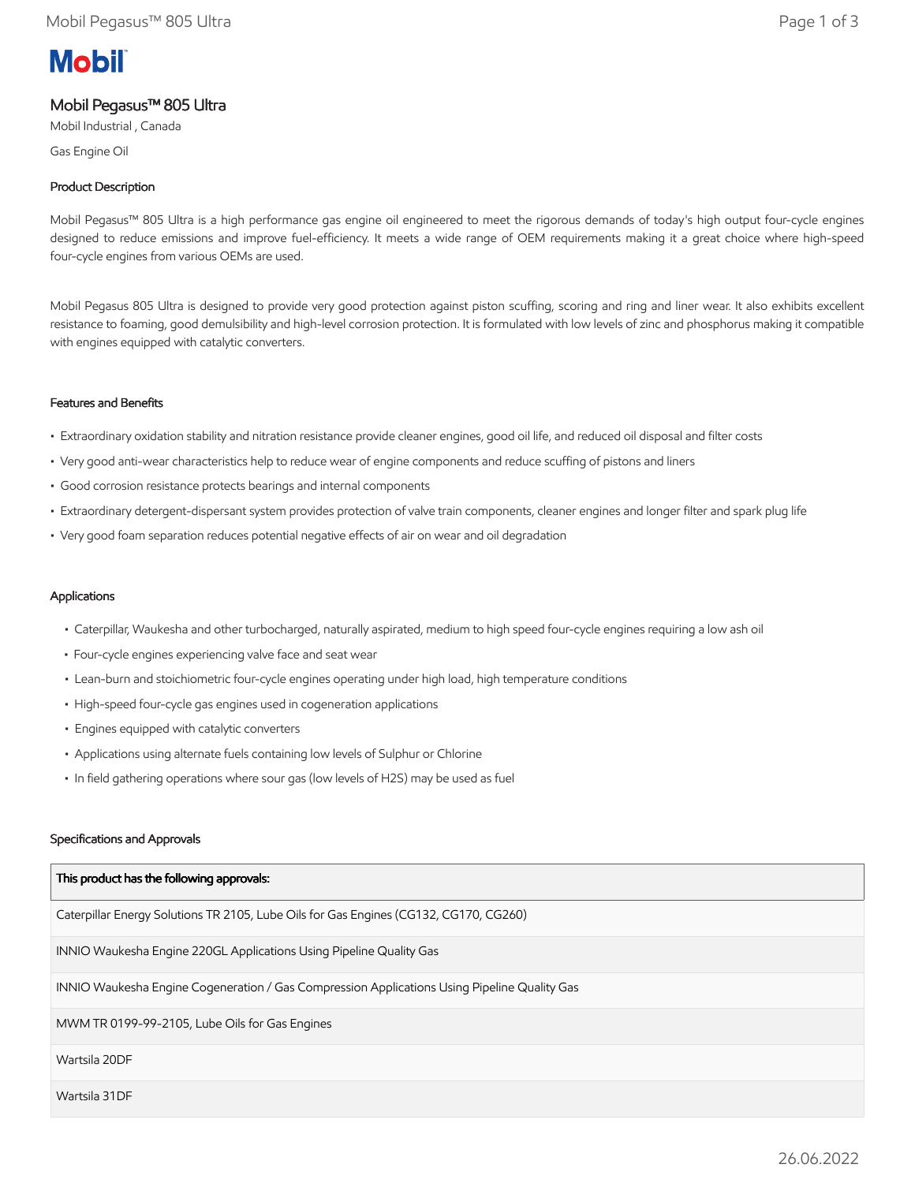Mobil

# Mobil Pegasus™ 805 Ultra

Mobil Industrial , Canada

Gas Engine Oil

## Product Description

Mobil Pegasus™ 805 Ultra is a high performance gas engine oil engineered to meet the rigorous demands of today's high output four-cycle engines designed to reduce emissions and improve fuel-efficiency. It meets a wide range of OEM requirements making it a great choice where high-speed four-cycle engines from various OEMs are used.

Mobil Pegasus 805 Ultra is designed to provide very good protection against piston scuffing, scoring and ring and liner wear. It also exhibits excellent resistance to foaming, good demulsibility and high-level corrosion protection. It is formulated with low levels of zinc and phosphorus making it compatible with engines equipped with catalytic converters.

## Features and Benefits

- Extraordinary oxidation stability and nitration resistance provide cleaner engines, good oil life, and reduced oil disposal and filter costs
- Very good anti-wear characteristics help to reduce wear of engine components and reduce scuffing of pistons and liners
- Good corrosion resistance protects bearings and internal components
- Extraordinary detergent-dispersant system provides protection of valve train components, cleaner engines and longer filter and spark plug life
- Very good foam separation reduces potential negative effects of air on wear and oil degradation

## Applications

- Caterpillar, Waukesha and other turbocharged, naturally aspirated, medium to high speed four-cycle engines requiring a low ash oil
- Four-cycle engines experiencing valve face and seat wear
- Lean-burn and stoichiometric four-cycle engines operating under high load, high temperature conditions
- High-speed four-cycle gas engines used in cogeneration applications
- Engines equipped with catalytic converters
- Applications using alternate fuels containing low levels of Sulphur or Chlorine
- In field gathering operations where sour gas (low levels of $H_2S$) may be used as fuel

## Specifications and Approvals

| This product has the following approvals: |
|---|
| Caterpillar Energy Solutions TR 2105, Lube Oils for Gas Engines (CG132, CG170, CG260) |
| INNIO Waukesha Engine 220GL Applications Using Pipeline Quality Gas |
| INNIO Waukesha Engine Cogeneration / Gas Compression Applications Using Pipeline Quality Gas |
| MWM TR 0199-99-2105, Lube Oils for Gas Engines |
| Wartsila 20DF |
| Wartsila 31DF |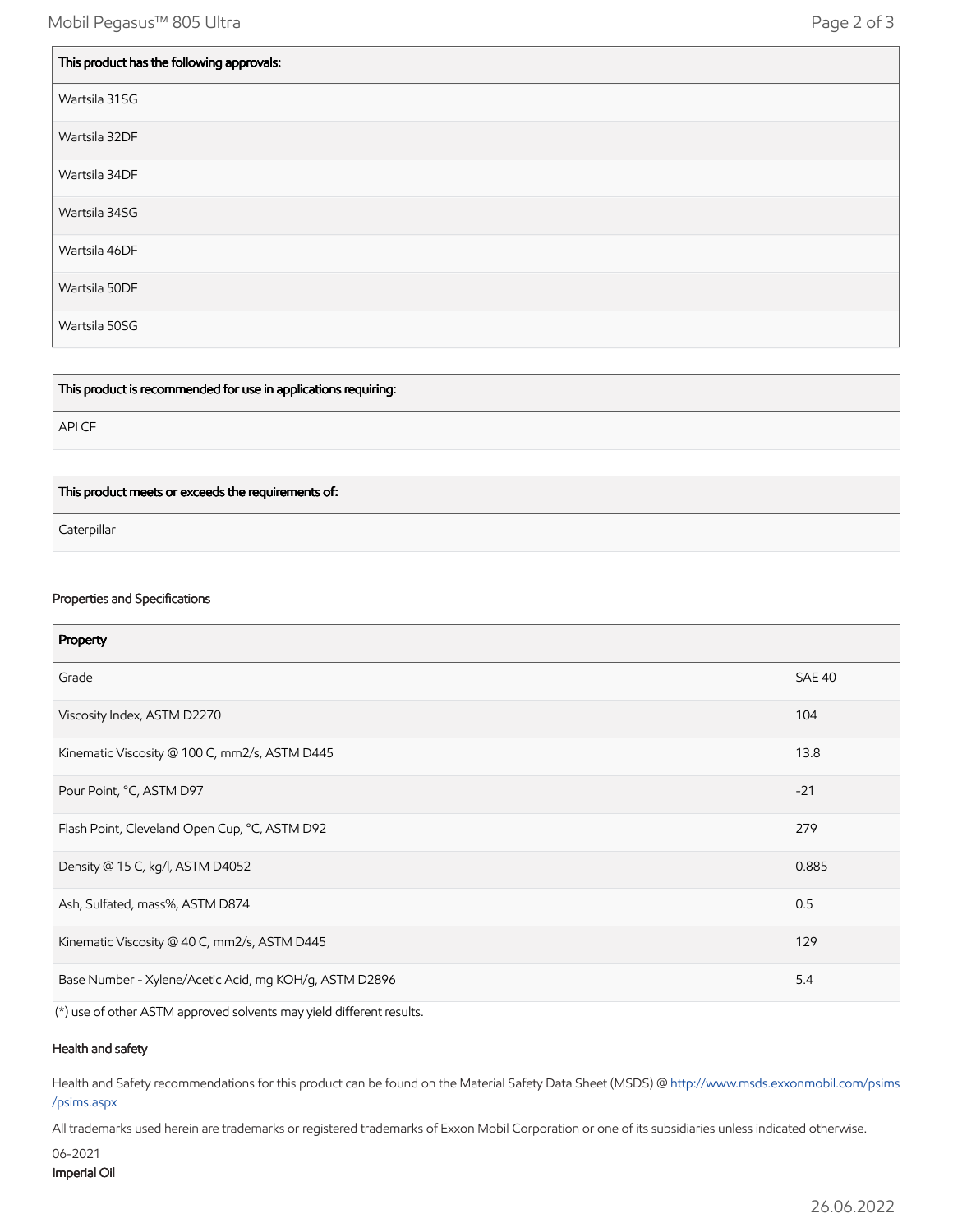| This product has the following approvals: |
| --- |
| Wartsila 31SG |
| Wartsila 32DF |
| Wartsila 34DF |
| Wartsila 34SG |
| Wartsila 46DF |
| Wartsila 50DF |
| Wartsila 50SG |

| This product is recommended for use in applications requiring: |
| --- |
| API CF |

| This product meets or exceeds the requirements of: |
| --- |
| Caterpillar |

### Properties and Specifications

| Property | |
| --- | --- |
| Grade | SAE 40 |
| Viscosity Index, ASTM D2270 | 104 |
| Kinematic Viscosity @ 100 C, mm2/s, ASTM D445 | 13.8 |
| Pour Point, °C, ASTM D97 | -21 |
| Flash Point, Cleveland Open Cup, °C, ASTM D92 | 279 |
| Density @ 15 C, kg/l, ASTM D4052 | 0.885 |
| Ash, Sulfated, mass%, ASTM D874 | 0.5 |
| Kinematic Viscosity @ 40 C, mm2/s, ASTM D445 | 129 |
| Base Number - Xylene/Acetic Acid, mg KOH/g, ASTM D2896 | 5.4 |

(*) use of other ASTM approved solvents may yield different results.

### Health and safety

Health and Safety recommendations for this product can be found on the Material Safety Data Sheet (MSDS) @ http://www.msds.exxonmobil.com/psims/psims.aspx

All trademarks used herein are trademarks or registered trademarks of Exxon Mobil Corporation or one of its subsidiaries unless indicated otherwise.

06-2021

**Imperial Oil**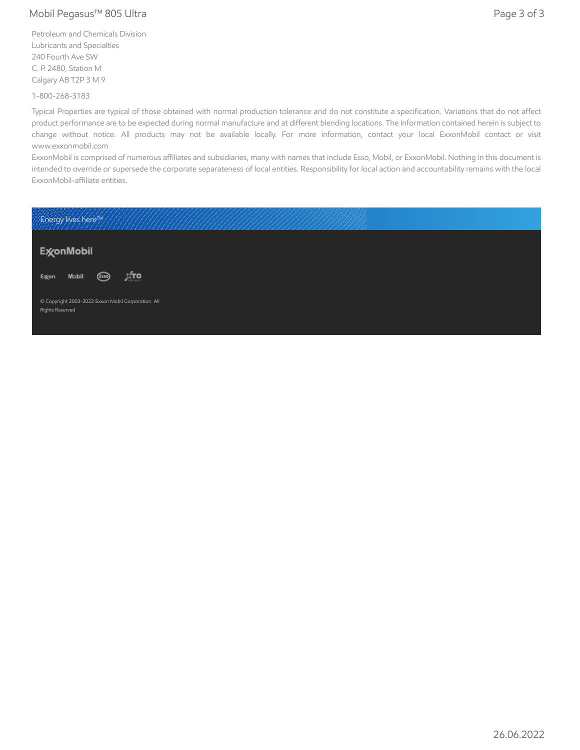Petroleum and Chemicals Division
Lubricants and Specialties
240 Fourth Ave SW
C. P. 2480, Station M
Calgary AB T2P 3 M 9

1-800-268-3183

Typical Properties are typical of those obtained with normal production tolerance and do not constitute a specification. Variations that do not affect product performance are to be expected during normal manufacture and at different blending locations. The information contained herein is subject to change without notice. All products may not be available locally. For more information, contact your local ExxonMobil contact or visit www.exxonmobil.com

ExxonMobil is comprised of numerous affiliates and subsidiaries, many with names that include Esso, Mobil, or ExxonMobil. Nothing in this document is intended to override or supersede the corporate separateness of local entities. Responsibility for local action and accountability remains with the local ExxonMobil-affiliate entities.

Energy lives here™

ExxonMobil

Exxon Mobil Esso XTO

© Copyright 2003-2022 Exxon Mobil Corporation. All Rights Reserved

26.06.2022